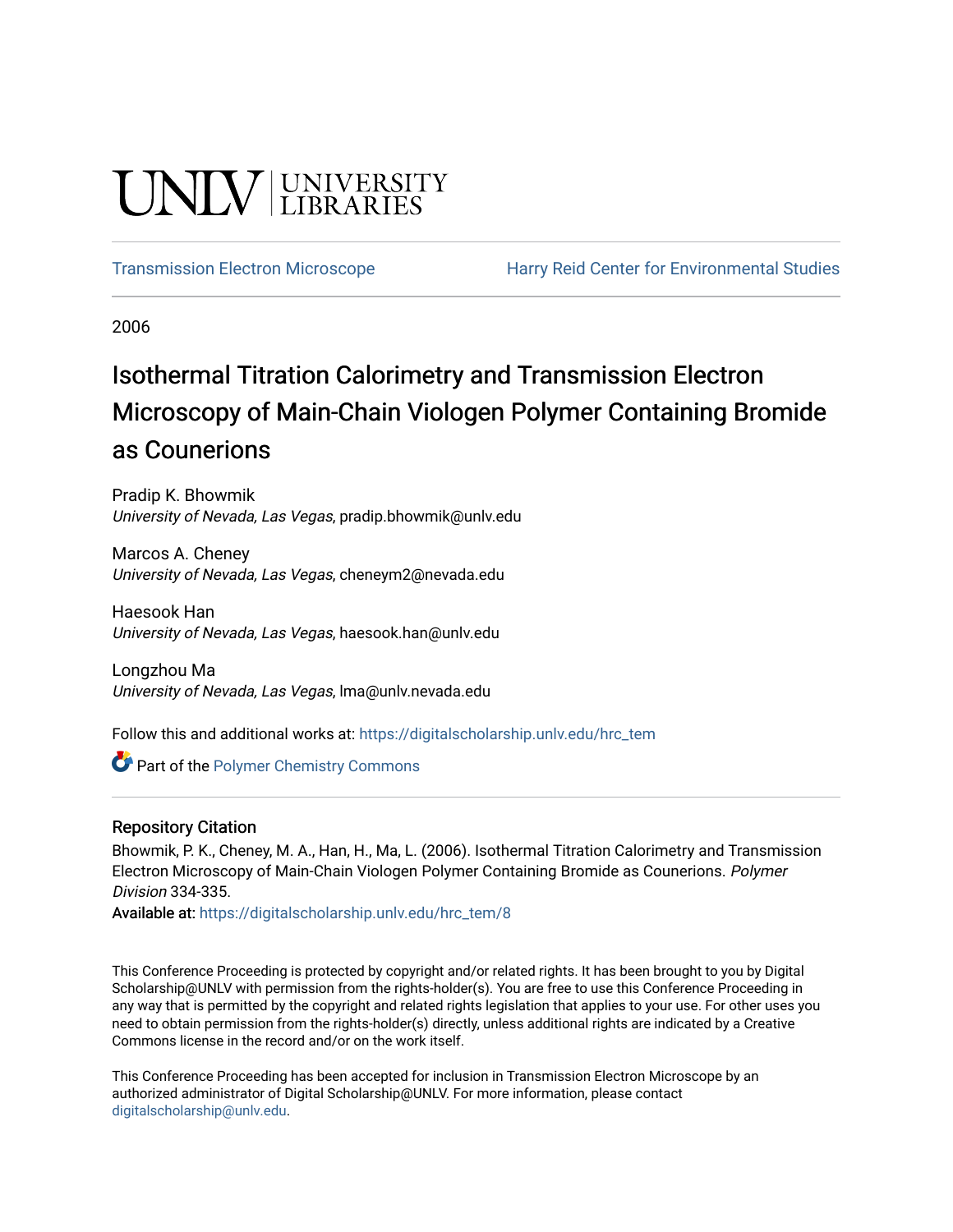UNLV | UNIVERSITY LIBRARIES

Transmission Electron Microscope | Harry Reid Center for Environmental Studies

2006

# Isothermal Titration Calorimetry and Transmission Electron Microscopy of Main-Chain Viologen Polymer Containing Bromide as Counerions

Pradip K. Bhowmik
*University of Nevada, Las Vegas*, pradip.bhowmik@unlv.edu

Marcos A. Cheney
*University of Nevada, Las Vegas*, cheneym2@nevada.edu

Haesook Han
*University of Nevada, Las Vegas*, haesook.han@unlv.edu

Longzhou Ma
*University of Nevada, Las Vegas*, lma@unlv.nevada.edu

Follow this and additional works at: https://digitalscholarship.unlv.edu/hrc_tem

Part of the Polymer Chemistry Commons

## Repository Citation

Bhowmik, P. K., Cheney, M. A., Han, H., Ma, L. (2006). Isothermal Titration Calorimetry and Transmission Electron Microscopy of Main-Chain Viologen Polymer Containing Bromide as Counerions. *Polymer Division* 334-335.

Available at: https://digitalscholarship.unlv.edu/hrc_tem/8

This Conference Proceeding is protected by copyright and/or related rights. It has been brought to you by Digital Scholarship@UNLV with permission from the rights-holder(s). You are free to use this Conference Proceeding in any way that is permitted by the copyright and related rights legislation that applies to your use. For other uses you need to obtain permission from the rights-holder(s) directly, unless additional rights are indicated by a Creative Commons license in the record and/or on the work itself.

This Conference Proceeding has been accepted for inclusion in Transmission Electron Microscope by an authorized administrator of Digital Scholarship@UNLV. For more information, please contact digitalscholarship@unlv.edu.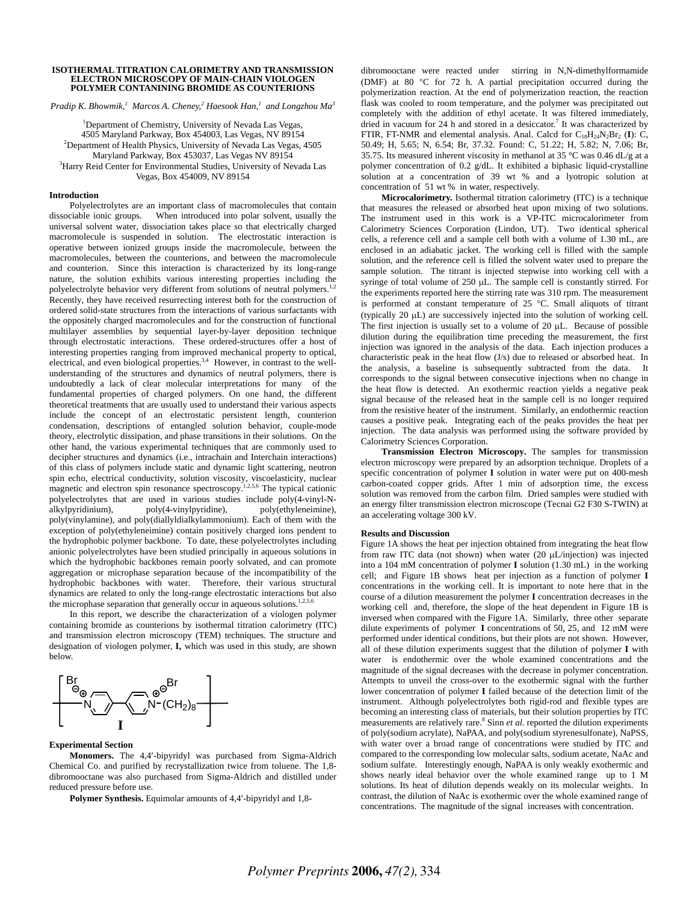**ISOTHERMAL TITRATION CALORIMETRY AND TRANSMISSION ELECTRON MICROSCOPY OF MAIN-CHAIN VIOLOGEN POLYMER CONTAINING BROMIDE AS COUNTERIONS**

*Pradip K. Bhowmik,[1] Marcos A. Cheney,[2] Haesook Han,[1] and Longzhou Ma[3]*

[1]Department of Chemistry, University of Nevada Las Vegas, 4505 Maryland Parkway, Box 454003, Las Vegas, NV 89154
[2]Department of Health Physics, University of Nevada Las Vegas, 4505 Maryland Parkway, Box 453037, Las Vegas NV 89154
[3]Harry Reid Center for Environmental Studies, University of Nevada Las Vegas, Box 454009, NV 89154

## Introduction

Polyelectrolytes are an important class of macromolecules that contain dissociable ionic groups. When introduced into polar solvent, usually the universal solvent water, dissociation takes place so that electrically charged macromolecule is suspended in solution. The electrostatic interaction is operative between ionized groups inside the macromolecule, between the macromolecules, between the counterions, and between the macromolecule and counterion. Since this interaction is characterized by its long-range nature, the solution exhibits various interesting properties including the polyelectrolyte behavior very different from solutions of neutral polymers.[1,2] Recently, they have received resurrecting interest both for the construction of ordered solid-state structures from the interactions of various surfactants with the oppositely charged macromolecules and for the construction of functional multilayer assemblies by sequential layer-by-layer deposition technique through electrostatic interactions. These ordered-structures offer a host of interesting properties ranging from improved mechanical property to optical, electrical, and even biological properties.[3,4] However, in contrast to the well-understanding of the structures and dynamics of neutral polymers, there is undoubtedly a lack of clear molecular interpretations for many of the fundamental properties of charged polymers. On one hand, the different theoretical treatments that are usually used to understand their various aspects include the concept of an electrostatic persistent length, counterion condensation, descriptions of entangled solution behavior, couple-mode theory, electrolytic dissipation, and phase transitions in their solutions. On the other hand, the various experimental techniques that are commonly used to decipher structures and dynamics (i.e., intrachain and Interchain interactions) of this class of polymers include static and dynamic light scattering, neutron spin echo, electrical conductivity, solution viscosity, viscoelasticity, nuclear magnetic and electron spin resonance spectroscopy.[1,2,5,6] The typical cationic polyelectrolytes that are used in various studies include poly(4-vinyl-N-alkylpyridinium), poly(4-vinylpyridine), poly(ethyleneimine), poly(vinylamine), and poly(diallyldialkylammonium). Each of them with the exception of poly(ethyleneimine) contain positively charged ions pendent to the hydrophobic polymer backbone. To date, these polyelectrolytes including anionic polyelectrolytes have been studied principally in aqueous solutions in which the hydrophobic backbones remain poorly solvated, and can promote aggregation or microphase separation because of the incompatibility of the hydrophobic backbones with water. Therefore, their various structural dynamics are related to only the long-range electrostatic interactions but also the microphase separation that generally occur in aqueous solutions.[1,2,5,6]

In this report, we describe the characterization of a viologen polymer containing bromide as counterions by isothermal titration calorimetry (ITC) and transmission electron microscopy (TEM) techniques. The structure and designation of viologen polymer, **I,** which was used in this study, are shown below.

[Structure I: repeat unit –[N⁺(Br⁻)-pyridinium–pyridinium-N⁺(Br⁻)–$(CH_2)_8$]–]

## Experimental Section

**Monomers.** The 4,4′-bipyridyl was purchased from Sigma-Aldrich Chemical Co. and purified by recrystallization twice from toluene. The 1,8-dibromooctane was also purchased from Sigma-Aldrich and distilled under reduced pressure before use.

**Polymer Synthesis.** Equimolar amounts of 4,4′-bipyridyl and 1,8-dibromooctane were reacted under stirring in N,N-dimethylformamide (DMF) at 80 °C for 72 h. A partial precipitation occurred during the polymerization reaction. At the end of polymerization reaction, the reaction flask was cooled to room temperature, and the polymer was precipitated out completely with the addition of ethyl acetate. It was filtered immediately, dried in vacuum for 24 h and stored in a desiccator.[7] It was characterized by FTIR, FT-NMR and elemental analysis. Anal. Calcd for $C_{18}H_{24}N_2Br_2$ (**I**): C, 50.49; H, 5.65; N, 6.54; Br, 37.32. Found: C, 51.22; H, 5.82; N, 7.06; Br, 35.75. Its measured inherent viscosity in methanol at 35 °C was 0.46 dL/g at a polymer concentration of 0.2 g/dL. It exhibited a biphasic liquid-crystalline solution at a concentration of 39 wt % and a lyotropic solution at concentration of 51 wt % in water, respectively.

**Microcalorimetry.** Isothermal titration calorimetry (ITC) is a technique that measures the released or absorbed heat upon mixing of two solutions. The instrument used in this work is a VP-ITC microcalorimeter from Calorimetry Sciences Corporation (Lindon, UT). Two identical spherical cells, a reference cell and a sample cell both with a volume of 1.30 mL, are enclosed in an adiabatic jacket. The working cell is filled with the sample solution, and the reference cell is filled the solvent water used to prepare the sample solution. The titrant is injected stepwise into working cell with a syringe of total volume of 250 μL. The sample cell is constantly stirred. For the experiments reported here the stirring rate was 310 rpm. The measurement is performed at constant temperature of 25 °C. Small aliquots of titrant (typically 20 μL) are successively injected into the solution of working cell. The first injection is usually set to a volume of 20 μL. Because of possible dilution during the equilibration time preceding the measurement, the first injection was ignored in the analysis of the data. Each injection produces a characteristic peak in the heat flow (J/s) due to released or absorbed heat. In the analysis, a baseline is subsequently subtracted from the data. It corresponds to the signal between consecutive injections when no change in the heat flow is detected. An exothermic reaction yields a negative peak signal because of the released heat in the sample cell is no longer required from the resistive heater of the instrument. Similarly, an endothermic reaction causes a positive peak. Integrating each of the peaks provides the heat per injection. The data analysis was performed using the software provided by Calorimetry Sciences Corporation.

**Transmission Electron Microscopy.** The samples for transmission electron microscopy were prepared by an adsorption technique. Droplets of a specific concentration of polymer **I** solution in water were put on 400-mesh carbon-coated copper grids. After 1 min of adsorption time, the excess solution was removed from the carbon film. Dried samples were studied with an energy filter transmission electron microscope (Tecnai G2 F30 S-TWIN) at an accelerating voltage 300 kV.

## Results and Discussion

Figure 1A shows the heat per injection obtained from integrating the heat flow from raw ITC data (not shown) when water (20 μL/injection) was injected into a 104 mM concentration of polymer **I** solution (1.30 mL) in the working cell; and Figure 1B shows heat per injection as a function of polymer **I** concentrations in the working cell. It is important to note here that in the course of a dilution measurement the polymer **I** concentration decreases in the working cell and, therefore, the slope of the heat dependent in Figure 1B is inversed when compared with the Figure 1A. Similarly, three other separate dilute experiments of polymer **I** concentrations of 50, 25, and 12 mM were performed under identical conditions, but their plots are not shown. However, all of these dilution experiments suggest that the dilution of polymer **I** with water is endothermic over the whole examined concentrations and the magnitude of the signal decreases with the decrease in polymer concentration. Attempts to unveil the cross-over to the exothermic signal with the further lower concentration of polymer **I** failed because of the detection limit of the instrument. Although polyelectrolytes both rigid-rod and flexible types are becoming an interesting class of materials, but their solution properties by ITC measurements are relatively rare.[8] Sinn *et al.* reported the dilution experiments of poly(sodium acrylate), NaPAA, and poly(sodium styrenesulfonate), NaPSS, with water over a broad range of concentrations were studied by ITC and compared to the corresponding low molecular salts, sodium acetate, NaAc and sodium sulfate. Interestingly enough, NaPAA is only weakly exothermic and shows nearly ideal behavior over the whole examined range up to 1 M solutions. Its heat of dilution depends weakly on its molecular weights. In contrast, the dilution of NaAc is exothermic over the whole examined range of concentrations. The magnitude of the signal increases with concentration.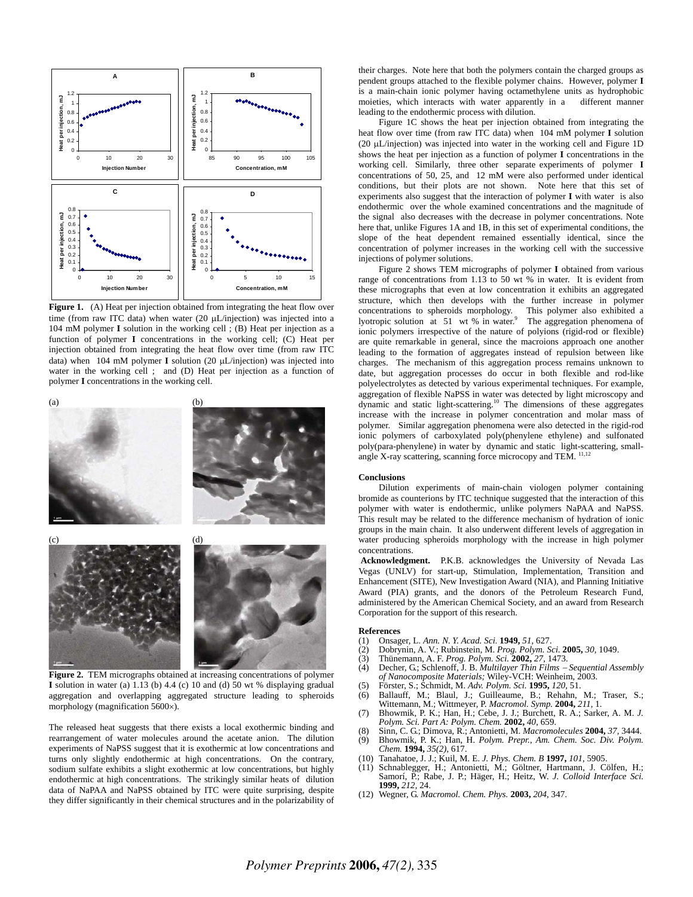A

Heat per injection, mJ

1.2
1
0.8
0.6
0.4
0.2
0

0 10 20 30

Injection Number

B

Heat per injection, mJ

1.2
1
0.8
0.6
0.4
0.2
0

85 90 95 100 105

Concentration, mM

C

Heat per injection, mJ

0.8
0.7
0.6
0.5
0.4
0.3
0.2
0.1
0

0 10 20 30

Injection Number

D

Heat per injection, mJ

0.8
0.7
0.6
0.5
0.4
0.3
0.2
0.1
0

0 5 10 15

Concentration, mM

**Figure 1.** (A) Heat per injection obtained from integrating the heat flow over time (from raw ITC data) when water (20 μL/injection) was injected into a 104 mM polymer **I** solution in the working cell ; (B) Heat per injection as a function of polymer **I** concentrations in the working cell; (C) Heat per injection obtained from integrating the heat flow over time (from raw ITC data) when 104 mM polymer **I** solution (20 μL/injection) was injected into water in the working cell ; and (D) Heat per injection as a function of polymer **I** concentrations in the working cell.

(a) (b) (c) (d)

**Figure 2.** TEM micrographs obtained at increasing concentrations of polymer **I** solution in water (a) 1.13 (b) 4.4 (c) 10 and (d) 50 wt % displaying gradual aggregation and overlapping aggregated structure leading to spheroids morphology (magnification 5600×).

The released heat suggests that there exists a local exothermic binding and rearrangement of water molecules around the acetate anion. The dilution experiments of NaPSS suggest that it is exothermic at low concentrations and turns only slightly endothermic at high concentrations. On the contrary, sodium sulfate exhibits a slight exothermic at low concentrations, but highly endothermic at high concentrations. The strikingly similar heats of dilution data of NaPAA and NaPSS obtained by ITC were quite surprising, despite they differ significantly in their chemical structures and in the polarizability of their charges. Note here that both the polymers contain the charged groups as pendent groups attached to the flexible polymer chains. However, polymer **I** is a main-chain ionic polymer having octamethylene units as hydrophobic moieties, which interacts with water apparently in a different manner leading to the endothermic process with dilution.

Figure 1C shows the heat per injection obtained from integrating the heat flow over time (from raw ITC data) when 104 mM polymer **I** solution (20 μL/injection) was injected into water in the working cell and Figure 1D shows the heat per injection as a function of polymer **I** concentrations in the working cell. Similarly, three other separate experiments of polymer **I** concentrations of 50, 25, and 12 mM were also performed under identical conditions, but their plots are not shown. Note here that this set of experiments also suggest that the interaction of polymer **I** with water is also endothermic over the whole examined concentrations and the magnitude of the signal also decreases with the decrease in polymer concentrations. Note here that, unlike Figures 1A and 1B, in this set of experimental conditions, the slope of the heat dependent remained essentially identical, since the concentration of polymer increases in the working cell with the successive injections of polymer solutions.

Figure 2 shows TEM micrographs of polymer **I** obtained from various range of concentrations from 1.13 to 50 wt % in water. It is evident from these micrographs that even at low concentration it exhibits an aggregated structure, which then develops with the further increase in polymer concentrations to spheroids morphology. This polymer also exhibited a lyotropic solution at 51 wt % in water.[9] The aggregation phenomena of ionic polymers irrespective of the nature of polyions (rigid-rod or flexible) are quite remarkable in general, since the macroions approach one another leading to the formation of aggregates instead of repulsion between like charges. The mechanism of this aggregation process remains unknown to date, but aggregation processes do occur in both flexible and rod-like polyelectrolytes as detected by various experimental techniques. For example, aggregation of flexible NaPSS in water was detected by light microscopy and dynamic and static light-scattering.[10] The dimensions of these aggregates increase with the increase in polymer concentration and molar mass of polymer. Similar aggregation phenomena were also detected in the rigid-rod ionic polymers of carboxylated poly(phenylene ethylene) and sulfonated poly(para-phenylene) in water by dynamic and static light-scattering, small-angle X-ray scattering, scanning force microcopy and TEM.[11,12]

**Conclusions**

Dilution experiments of main-chain viologen polymer containing bromide as counterions by ITC technique suggested that the interaction of this polymer with water is endothermic, unlike polymers NaPAA and NaPSS. This result may be related to the difference mechanism of hydration of ionic groups in the main chain. It also underwent different levels of aggregation in water producing spheroids morphology with the increase in high polymer concentrations.

**Acknowledgment.** P.K.B. acknowledges the University of Nevada Las Vegas (UNLV) for start-up, Stimulation, Implementation, Transition and Enhancement (SITE), New Investigation Award (NIA), and Planning Initiative Award (PIA) grants, and the donors of the Petroleum Research Fund, administered by the American Chemical Society, and an award from Research Corporation for the support of this research.

**References**

(1) Onsager, L. *Ann. N. Y. Acad. Sci.* **1949,** *51,* 627.
(2) Dobrynin, A. V.; Rubinstein, M. *Prog. Polym. Sci.* **2005,** *30,* 1049.
(3) Thünemann, A. F. *Prog. Polym. Sci.* **2002,** *27,* 1473.
(4) Decher, G.; Schlenoff, J. B. *Multilayer Thin Films – Sequential Assembly of Nanocomposite Materials;* Wiley-VCH: Weinheim, 2003.
(5) Förster, S.; Schmidt, M. *Adv. Polym. Sci.* **1995,** *120,* 51.
(6) Ballauff, M.; Blaul, J.; Guilleaume, B.; Rehahn, M.; Traser, S.; Wittemann, M.; Wittmeyer, P. *Macromol. Symp.* **2004,** *211,* 1.
(7) Bhowmik, P. K.; Han, H.; Cebe, J. J.; Burchett, R. A.; Sarker, A. M. *J. Polym. Sci. Part A: Polym. Chem.* **2002,** *40,* 659.
(8) Sinn, C. G.; Dimova, R.; Antonietti, M. *Macromolecules* **2004,** *37,* 3444.
(9) Bhowmik, P. K.; Han, H. *Polym. Prepr., Am. Chem. Soc. Div. Polym. Chem.* **1994,** *35(2),* 617.
(10) Tanahatoe, J. J.; Kuil, M. E. *J. Phys. Chem. B* **1997,** *101,* 5905.
(11) Schnablegger, H.; Antonietti, M.; Göltner, Hartmann, J. Cölfen, H.; Samorí, P.; Rabe, J. P.; Häger, H.; Heitz, W. *J. Colloid Interface Sci.* **1999,** *212,* 24.
(12) Wegner, G. *Macromol. Chem. Phys.* **2003,** *204,* 347.